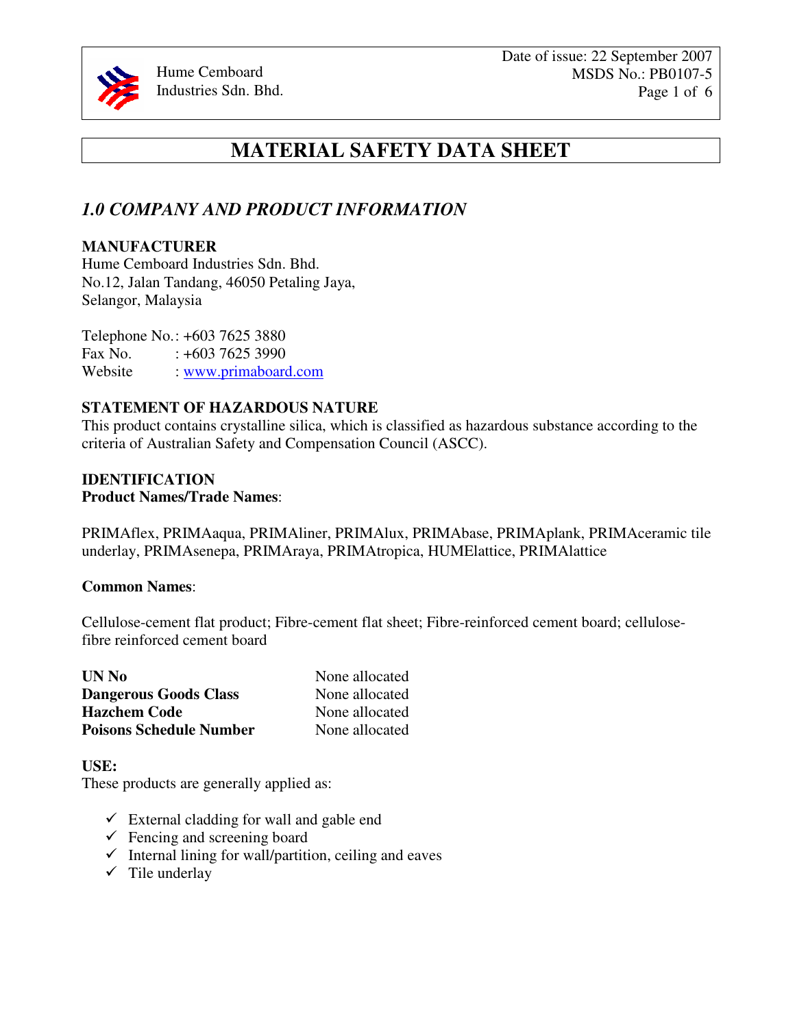# MATERIAL SAFETY DATA SHEET

## *1.0 COMPANY AND PRODUCT INFORMATION*

**MANUFACTURER**
Hume Cemboard Industries Sdn. Bhd.
No.12, Jalan Tandang, 46050 Petaling Jaya,
Selangor, Malaysia

Telephone No.: +603 7625 3880
Fax No. : +603 7625 3990
Website : www.primaboard.com

**STATEMENT OF HAZARDOUS NATURE**
This product contains crystalline silica, which is classified as hazardous substance according to the criteria of Australian Safety and Compensation Council (ASCC).

**IDENTIFICATION**
**Product Names/Trade Names**:

PRIMAflex, PRIMAaqua, PRIMAliner, PRIMAlux, PRIMAbase, PRIMAplank, PRIMAceramic tile underlay, PRIMAsenepa, PRIMAraya, PRIMAtropica, HUMElattice, PRIMAlattice

**Common Names**:

Cellulose-cement flat product; Fibre-cement flat sheet; Fibre-reinforced cement board; cellulose-fibre reinforced cement board

| | |
|---|---|
| **UN No** | None allocated |
| **Dangerous Goods Class** | None allocated |
| **Hazchem Code** | None allocated |
| **Poisons Schedule Number** | None allocated |

**USE:**
These products are generally applied as:

- ✓ External cladding for wall and gable end
- ✓ Fencing and screening board
- ✓ Internal lining for wall/partition, ceiling and eaves
- ✓ Tile underlay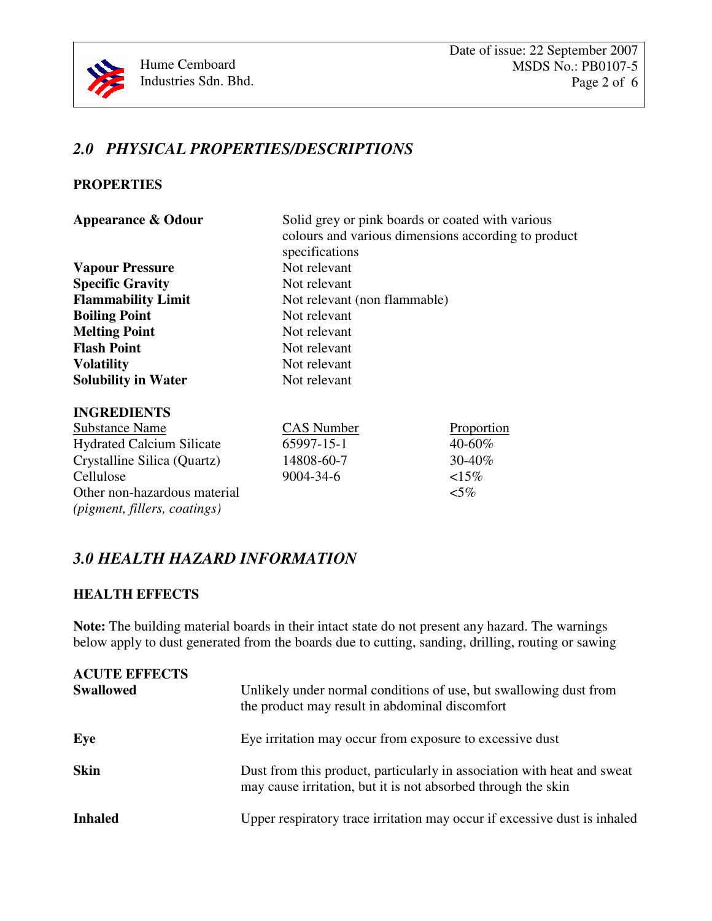## *2.0 PHYSICAL PROPERTIES/DESCRIPTIONS*

### PROPERTIES

| | |
|---|---|
| **Appearance & Odour** | Solid grey or pink boards or coated with various colours and various dimensions according to product specifications |
| **Vapour Pressure** | Not relevant |
| **Specific Gravity** | Not relevant |
| **Flammability Limit** | Not relevant (non flammable) |
| **Boiling Point** | Not relevant |
| **Melting Point** | Not relevant |
| **Flash Point** | Not relevant |
| **Volatility** | Not relevant |
| **Solubility in Water** | Not relevant |

### INGREDIENTS

| Substance Name | CAS Number | Proportion |
|---|---|---|
| Hydrated Calcium Silicate | 65997-15-1 | 40-60% |
| Crystalline Silica (Quartz) | 14808-60-7 | 30-40% |
| Cellulose | 9004-34-6 | <15% |
| Other non-hazardous material *(pigment, fillers, coatings)* | | <5% |

## *3.0 HEALTH HAZARD INFORMATION*

### HEALTH EFFECTS

**Note:** The building material boards in their intact state do not present any hazard. The warnings below apply to dust generated from the boards due to cutting, sanding, drilling, routing or sawing

**ACUTE EFFECTS**

| | |
|---|---|
| **Swallowed** | Unlikely under normal conditions of use, but swallowing dust from the product may result in abdominal discomfort |
| **Eye** | Eye irritation may occur from exposure to excessive dust |
| **Skin** | Dust from this product, particularly in association with heat and sweat may cause irritation, but it is not absorbed through the skin |
| **Inhaled** | Upper respiratory trace irritation may occur if excessive dust is inhaled |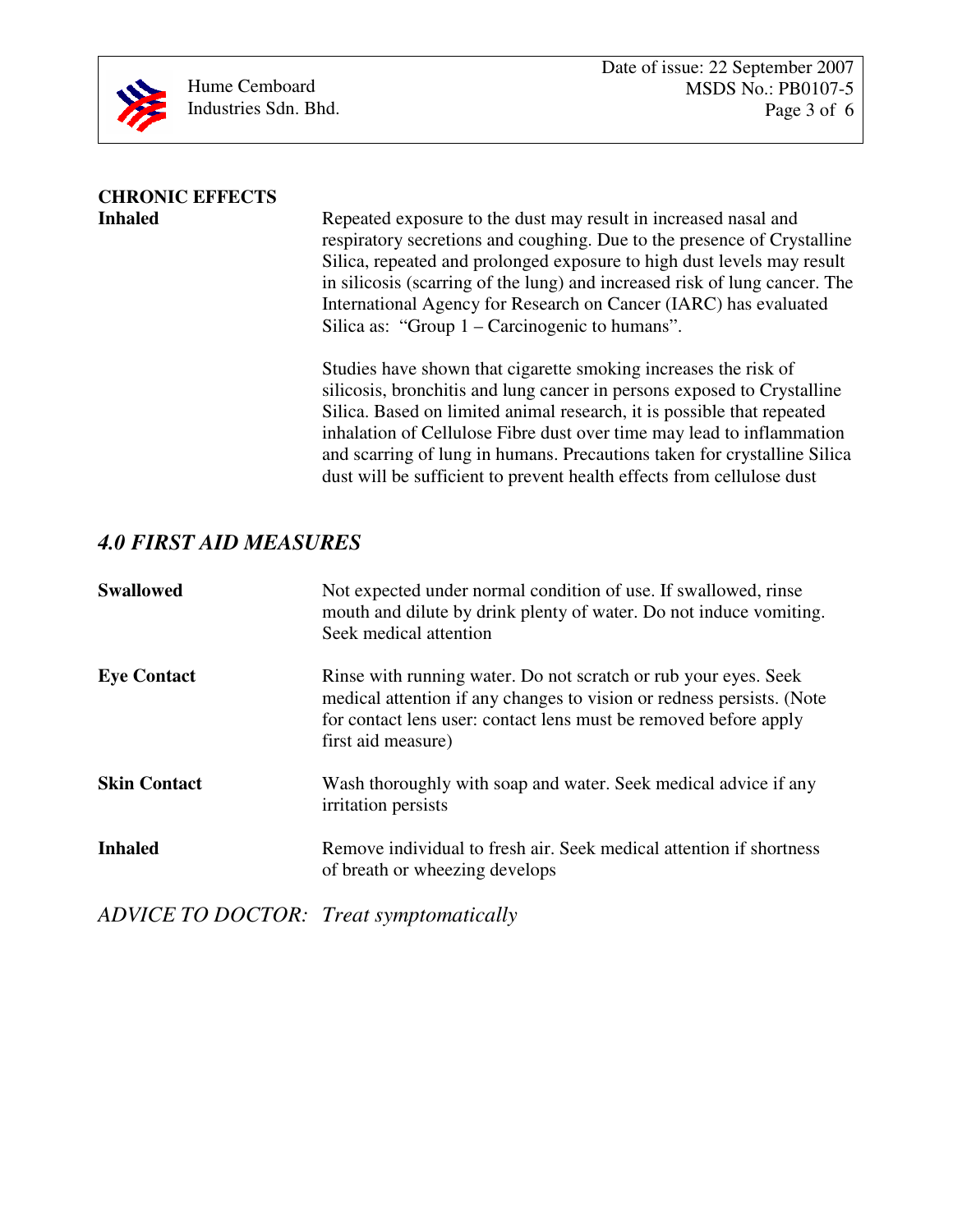**CHRONIC EFFECTS**

**Inhaled**

Repeated exposure to the dust may result in increased nasal and respiratory secretions and coughing. Due to the presence of Crystalline Silica, repeated and prolonged exposure to high dust levels may result in silicosis (scarring of the lung) and increased risk of lung cancer. The International Agency for Research on Cancer (IARC) has evaluated Silica as: "Group 1 – Carcinogenic to humans".

Studies have shown that cigarette smoking increases the risk of silicosis, bronchitis and lung cancer in persons exposed to Crystalline Silica. Based on limited animal research, it is possible that repeated inhalation of Cellulose Fibre dust over time may lead to inflammation and scarring of lung in humans. Precautions taken for crystalline Silica dust will be sufficient to prevent health effects from cellulose dust

## *4.0 FIRST AID MEASURES*

**Swallowed**

Not expected under normal condition of use. If swallowed, rinse mouth and dilute by drink plenty of water. Do not induce vomiting. Seek medical attention

**Eye Contact**

Rinse with running water. Do not scratch or rub your eyes. Seek medical attention if any changes to vision or redness persists. (Note for contact lens user: contact lens must be removed before apply first aid measure)

**Skin Contact**

Wash thoroughly with soap and water. Seek medical advice if any irritation persists

**Inhaled**

Remove individual to fresh air. Seek medical attention if shortness of breath or wheezing develops

*ADVICE TO DOCTOR: Treat symptomatically*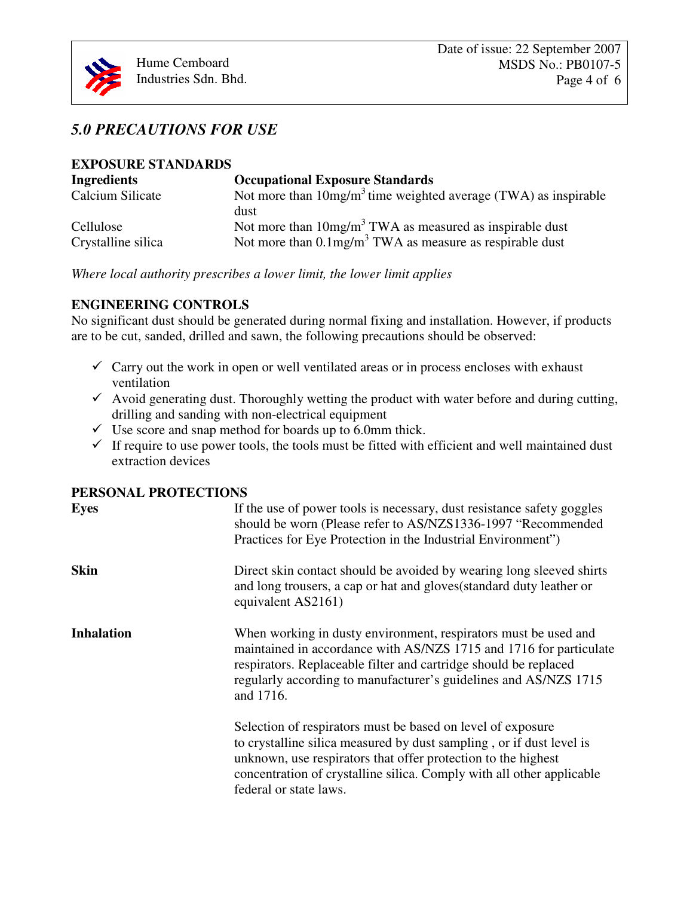## *5.0 PRECAUTIONS FOR USE*

**EXPOSURE STANDARDS**

| **Ingredients** | **Occupational Exposure Standards** |
|---|---|
| Calcium Silicate | Not more than 10mg/m$^3$ time weighted average (TWA) as inspirable dust |
| Cellulose | Not more than 10mg/m$^3$ TWA as measured as inspirable dust |
| Crystalline silica | Not more than 0.1mg/m$^3$ TWA as measure as respirable dust |

*Where local authority prescribes a lower limit, the lower limit applies*

**ENGINEERING CONTROLS**

No significant dust should be generated during normal fixing and installation. However, if products are to be cut, sanded, drilled and sawn, the following precautions should be observed:

- ✓ Carry out the work in open or well ventilated areas or in process encloses with exhaust ventilation
- ✓ Avoid generating dust. Thoroughly wetting the product with water before and during cutting, drilling and sanding with non-electrical equipment
- ✓ Use score and snap method for boards up to 6.0mm thick.
- ✓ If require to use power tools, the tools must be fitted with efficient and well maintained dust extraction devices

**PERSONAL PROTECTIONS**

| | |
|---|---|
| **Eyes** | If the use of power tools is necessary, dust resistance safety goggles should be worn (Please refer to AS/NZS1336-1997 "Recommended Practices for Eye Protection in the Industrial Environment") |
| **Skin** | Direct skin contact should be avoided by wearing long sleeved shirts and long trousers, a cap or hat and gloves(standard duty leather or equivalent AS2161) |
| **Inhalation** | When working in dusty environment, respirators must be used and maintained in accordance with AS/NZS 1715 and 1716 for particulate respirators. Replaceable filter and cartridge should be replaced regularly according to manufacturer's guidelines and AS/NZS 1715 and 1716.<br><br>Selection of respirators must be based on level of exposure to crystalline silica measured by dust sampling , or if dust level is unknown, use respirators that offer protection to the highest concentration of crystalline silica. Comply with all other applicable federal or state laws. |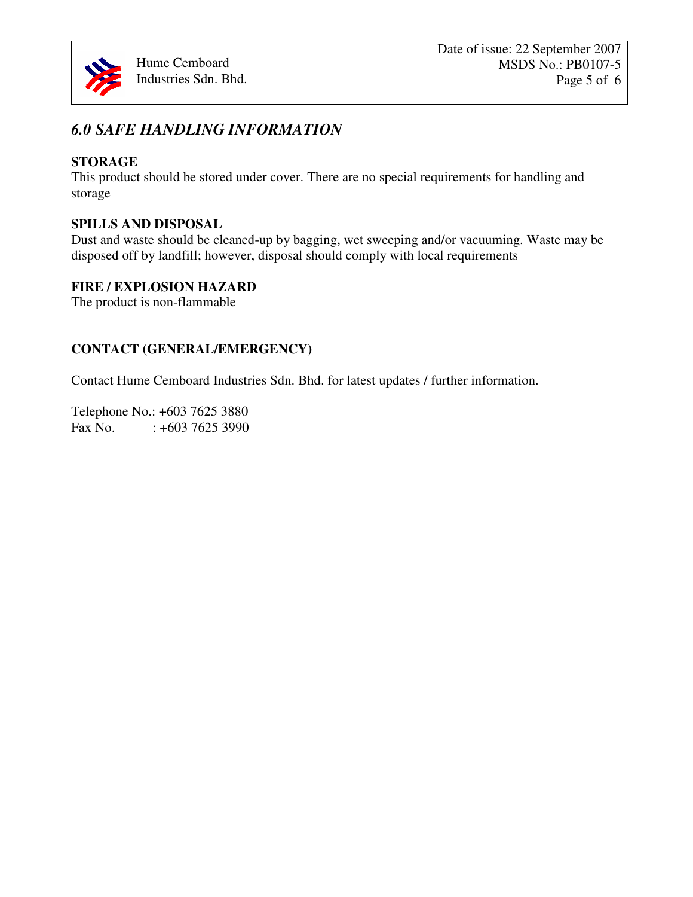## *6.0 SAFE HANDLING INFORMATION*

**STORAGE**

This product should be stored under cover. There are no special requirements for handling and storage

**SPILLS AND DISPOSAL**

Dust and waste should be cleaned-up by bagging, wet sweeping and/or vacuuming. Waste may be disposed off by landfill; however, disposal should comply with local requirements

**FIRE / EXPLOSION HAZARD**

The product is non-flammable

**CONTACT (GENERAL/EMERGENCY)**

Contact Hume Cemboard Industries Sdn. Bhd. for latest updates / further information.

Telephone No.: +603 7625 3880
Fax No.      : +603 7625 3990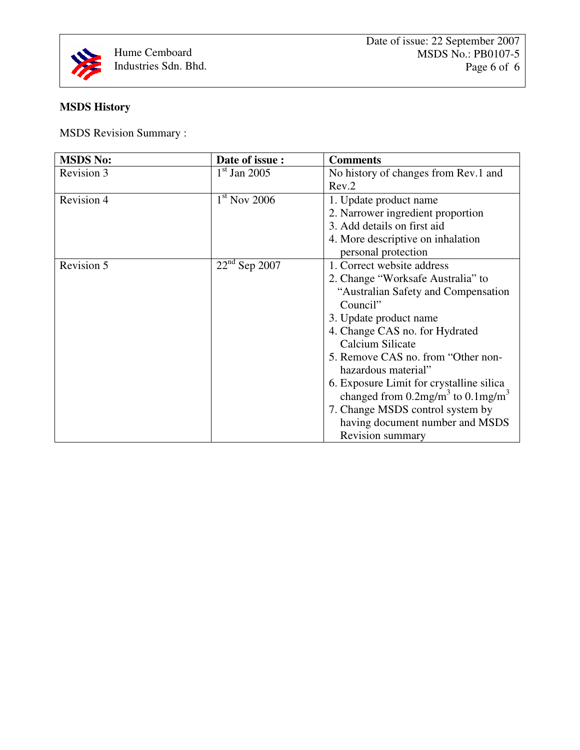**MSDS History**

MSDS Revision Summary :

| MSDS No: | Date of issue : | Comments |
|---|---|---|
| Revision 3 | 1st Jan 2005 | No history of changes from Rev.1 and Rev.2 |
| Revision 4 | 1st Nov 2006 | 1. Update product name<br>2. Narrower ingredient proportion<br>3. Add details on first aid<br>4. More descriptive on inhalation personal protection |
| Revision 5 | 22nd Sep 2007 | 1. Correct website address<br>2. Change "Worksafe Australia" to "Australian Safety and Compensation Council"<br>3. Update product name<br>4. Change CAS no. for Hydrated Calcium Silicate<br>5. Remove CAS no. from "Other non-hazardous material"<br>6. Exposure Limit for crystalline silica changed from $0.2mg/m^3$ to $0.1mg/m^3$<br>7. Change MSDS control system by having document number and MSDS Revision summary |